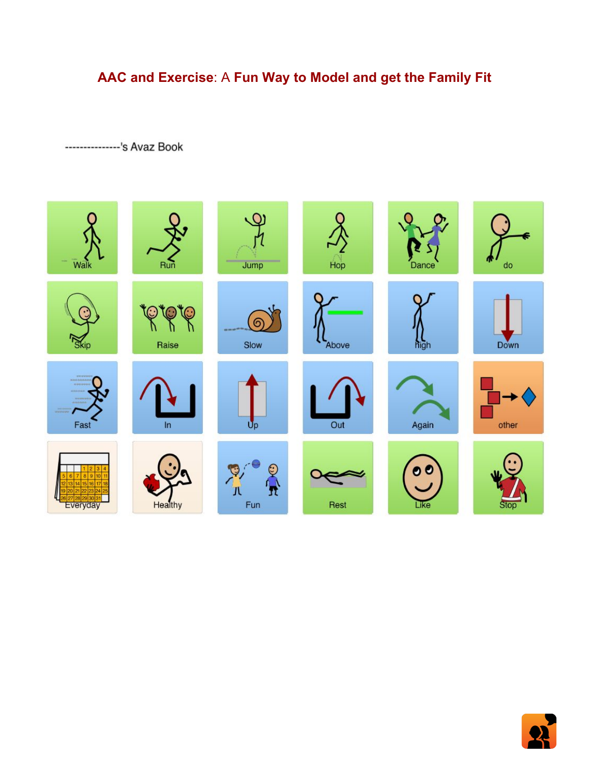# AAC and Exercise: A Fun Way to Model and get the Family Fit

---------------'s Avaz Book

| Walk | Run | Jump | Hop | Dance | do |
| --- | --- | --- | --- | --- | --- |
| Skip | Raise | Slow | Above | high | Down |
| Fast | In | Up | Out | Again | other |
| Everyday | Healthy | Fun | Rest | Like | Stop |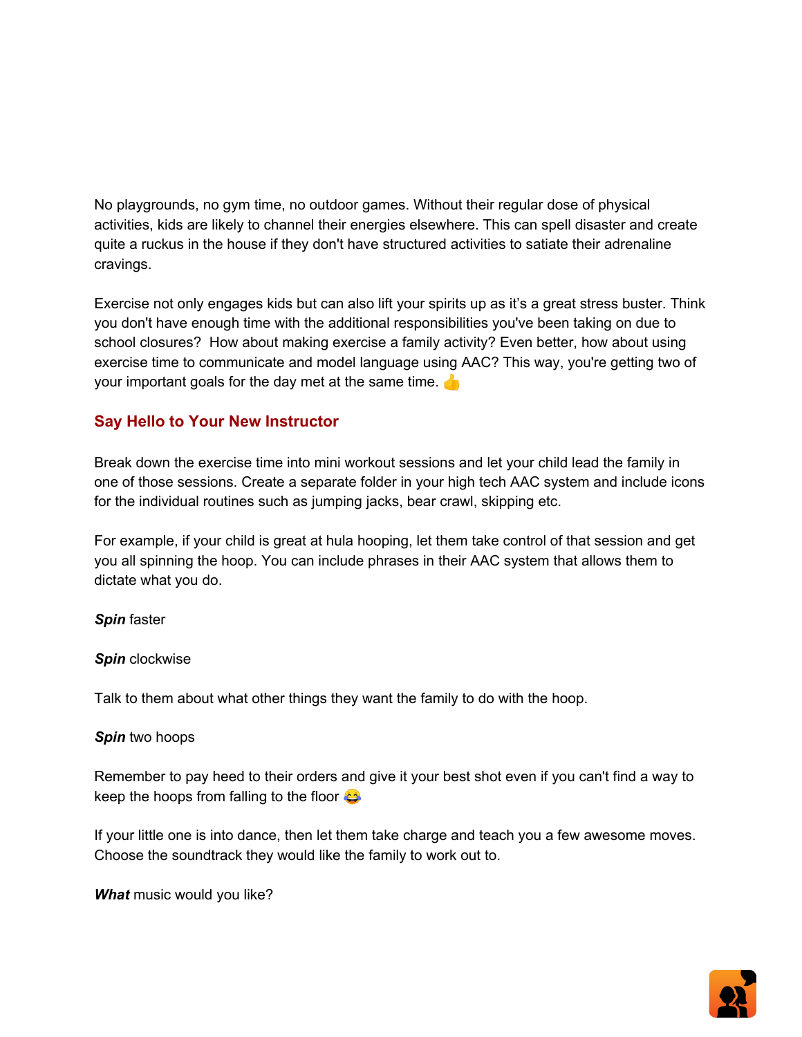No playgrounds, no gym time, no outdoor games. Without their regular dose of physical activities, kids are likely to channel their energies elsewhere. This can spell disaster and create quite a ruckus in the house if they don't have structured activities to satiate their adrenaline cravings.

Exercise not only engages kids but can also lift your spirits up as it's a great stress buster. Think you don't have enough time with the additional responsibilities you've been taking on due to school closures?  How about making exercise a family activity? Even better, how about using exercise time to communicate and model language using AAC? This way, you're getting two of your important goals for the day met at the same time. 👍

## Say Hello to Your New Instructor

Break down the exercise time into mini workout sessions and let your child lead the family in one of those sessions. Create a separate folder in your high tech AAC system and include icons for the individual routines such as jumping jacks, bear crawl, skipping etc.

For example, if your child is great at hula hooping, let them take control of that session and get you all spinning the hoop. You can include phrases in their AAC system that allows them to dictate what you do.

***Spin*** faster

***Spin*** clockwise

Talk to them about what other things they want the family to do with the hoop.

***Spin*** two hoops

Remember to pay heed to their orders and give it your best shot even if you can't find a way to keep the hoops from falling to the floor 😂

If your little one is into dance, then let them take charge and teach you a few awesome moves. Choose the soundtrack they would like the family to work out to.

***What*** music would you like?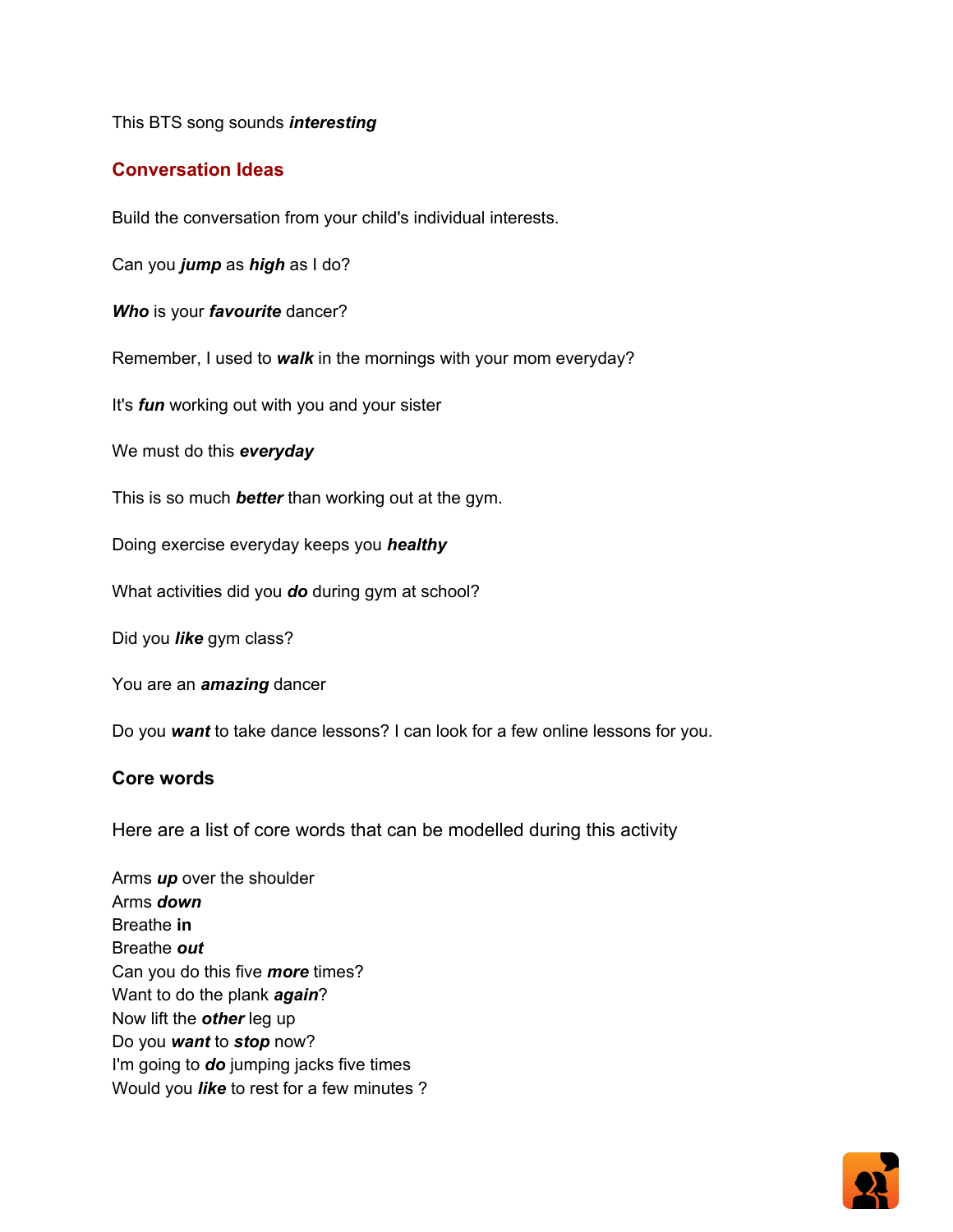This BTS song sounds ***interesting***

## Conversation Ideas

Build the conversation from your child's individual interests.

Can you ***jump*** as ***high*** as I do?

***Who*** is your ***favourite*** dancer?

Remember, I used to ***walk*** in the mornings with your mom everyday?

It's ***fun*** working out with you and your sister

We must do this ***everyday***

This is so much ***better*** than working out at the gym.

Doing exercise everyday keeps you ***healthy***

What activities did you ***do*** during gym at school?

Did you ***like*** gym class?

You are an ***amazing*** dancer

Do you ***want*** to take dance lessons? I can look for a few online lessons for you.

### Core words

Here are a list of core words that can be modelled during this activity

Arms ***up*** over the shoulder
Arms ***down***
Breathe **in**
Breathe ***out***
Can you do this five ***more*** times?
Want to do the plank ***again***?
Now lift the ***other*** leg up
Do you ***want*** to ***stop*** now?
I'm going to ***do*** jumping jacks five times
Would you ***like*** to rest for a few minutes ?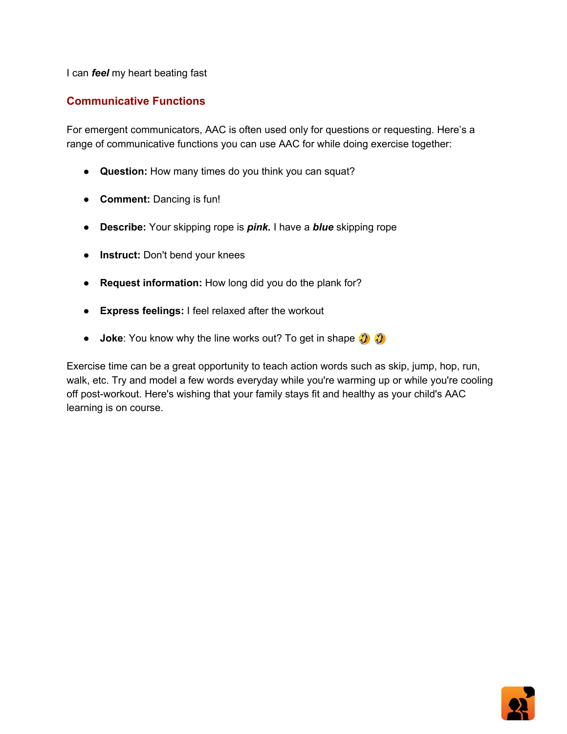I can ***feel*** my heart beating fast

## Communicative Functions

For emergent communicators, AAC is often used only for questions or requesting. Here's a range of communicative functions you can use AAC for while doing exercise together:

- **Question:** How many times do you think you can squat?
- **Comment:** Dancing is fun!
- **Describe:** Your skipping rope is ***pink.*** I have a ***blue*** skipping rope
- **Instruct:** Don't bend your knees
- **Request information:** How long did you do the plank for?
- **Express feelings:** I feel relaxed after the workout
- **Joke**: You know why the line works out? To get in shape 🤣 🤣

Exercise time can be a great opportunity to teach action words such as skip, jump, hop, run, walk, etc. Try and model a few words everyday while you're warming up or while you're cooling off post-workout. Here's wishing that your family stays fit and healthy as your child's AAC learning is on course.